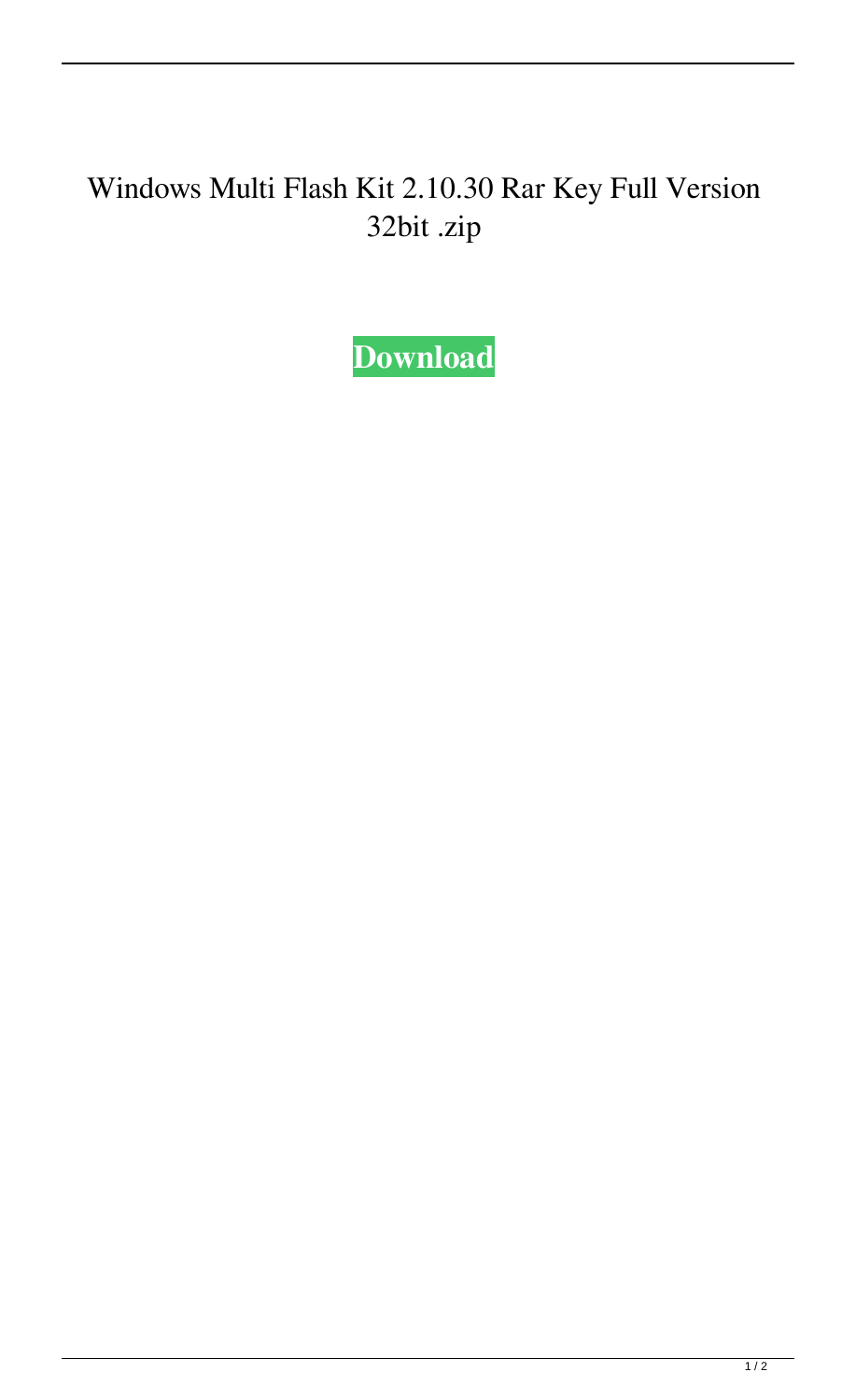# Windows Multi Flash Kit 2.10.30 Rar Key Full Version 32bit .zip

**Download**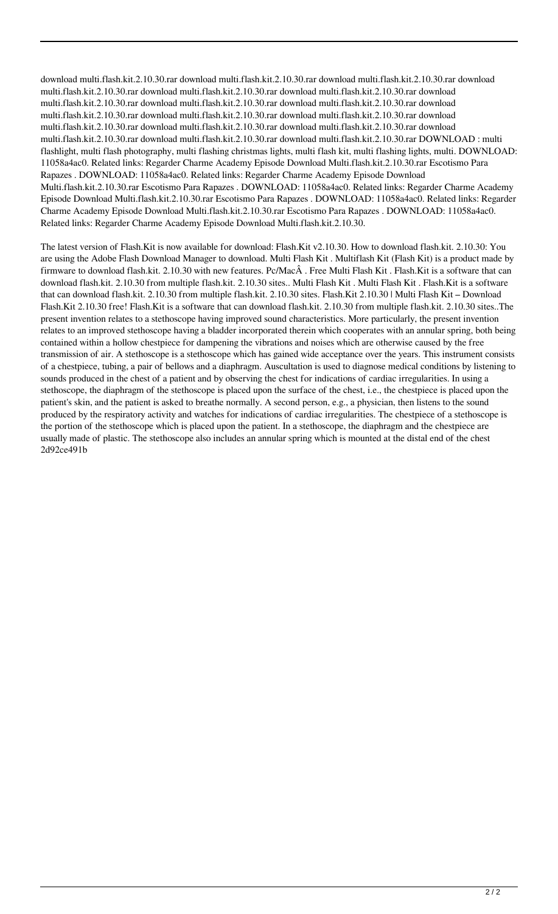download multi.flash.kit.2.10.30.rar download multi.flash.kit.2.10.30.rar download multi.flash.kit.2.10.30.rar download multi.flash.kit.2.10.30.rar download multi.flash.kit.2.10.30.rar download multi.flash.kit.2.10.30.rar download multi.flash.kit.2.10.30.rar download multi.flash.kit.2.10.30.rar download multi.flash.kit.2.10.30.rar download multi.flash.kit.2.10.30.rar download multi.flash.kit.2.10.30.rar download multi.flash.kit.2.10.30.rar download multi.flash.kit.2.10.30.rar download multi.flash.kit.2.10.30.rar download multi.flash.kit.2.10.30.rar download multi.flash.kit.2.10.30.rar download multi.flash.kit.2.10.30.rar download multi.flash.kit.2.10.30.rar DOWNLOAD : multi flashlight, multi flash photography, multi flashing christmas lights, multi flash kit, multi flashing lights, multi. DOWNLOAD: 11058a4ac0. Related links: Regarder Charme Academy Episode Download Multi.flash.kit.2.10.30.rar Escotismo Para Rapazes . DOWNLOAD: 11058a4ac0. Related links: Regarder Charme Academy Episode Download Multi.flash.kit.2.10.30.rar Escotismo Para Rapazes . DOWNLOAD: 11058a4ac0. Related links: Regarder Charme Academy Episode Download Multi.flash.kit.2.10.30.rar Escotismo Para Rapazes . DOWNLOAD: 11058a4ac0. Related links: Regarder Charme Academy Episode Download Multi.flash.kit.2.10.30.rar Escotismo Para Rapazes . DOWNLOAD: 11058a4ac0. Related links: Regarder Charme Academy Episode Download Multi.flash.kit.2.10.30.

The latest version of Flash.Kit is now available for download: Flash.Kit v2.10.30. How to download flash.kit. 2.10.30: You are using the Adobe Flash Download Manager to download. Multi Flash Kit . Multiflash Kit (Flash Kit) is a product made by firmware to download flash.kit. 2.10.30 with new features. Pc/MacÂ . Free Multi Flash Kit . Flash.Kit is a software that can download flash.kit. 2.10.30 from multiple flash.kit. 2.10.30 sites.. Multi Flash Kit . Multi Flash Kit . Flash.Kit is a software that can download flash.kit. 2.10.30 from multiple flash.kit. 2.10.30 sites. Flash.Kit 2.10.30 | Multi Flash Kit – Download Flash.Kit 2.10.30 free! Flash.Kit is a software that can download flash.kit. 2.10.30 from multiple flash.kit. 2.10.30 sites..The present invention relates to a stethoscope having improved sound characteristics. More particularly, the present invention relates to an improved stethoscope having a bladder incorporated therein which cooperates with an annular spring, both being contained within a hollow chestpiece for dampening the vibrations and noises which are otherwise caused by the free transmission of air. A stethoscope is a stethoscope which has gained wide acceptance over the years. This instrument consists of a chestpiece, tubing, a pair of bellows and a diaphragm. Auscultation is used to diagnose medical conditions by listening to sounds produced in the chest of a patient and by observing the chest for indications of cardiac irregularities. In using a stethoscope, the diaphragm of the stethoscope is placed upon the surface of the chest, i.e., the chestpiece is placed upon the patient's skin, and the patient is asked to breathe normally. A second person, e.g., a physician, then listens to the sound produced by the respiratory activity and watches for indications of cardiac irregularities. The chestpiece of a stethoscope is the portion of the stethoscope which is placed upon the patient. In a stethoscope, the diaphragm and the chestpiece are usually made of plastic. The stethoscope also includes an annular spring which is mounted at the distal end of the chest 2d92ce491b